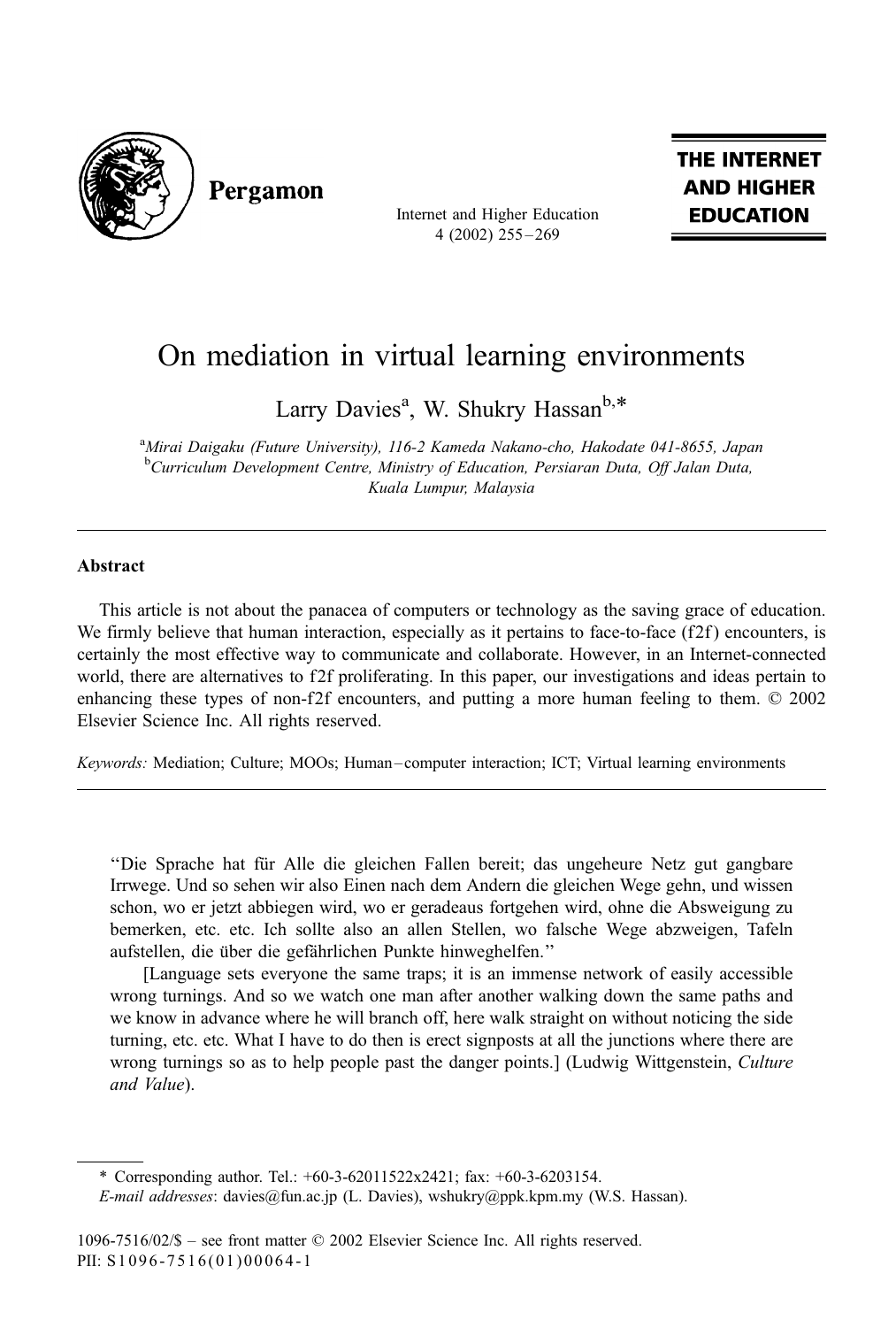# On mediation in virtual learning environments

Larry Davies[a], W. Shukry Hassan[b,*]

[a]*Mirai Daigaku (Future University), 116-2 Kameda Nakano-cho, Hakodate 041-8655, Japan*
[b]*Curriculum Development Centre, Ministry of Education, Persiaran Duta, Off Jalan Duta, Kuala Lumpur, Malaysia*

---

## Abstract

This article is not about the panacea of computers or technology as the saving grace of education. We firmly believe that human interaction, especially as it pertains to face-to-face (f2f) encounters, is certainly the most effective way to communicate and collaborate. However, in an Internet-connected world, there are alternatives to f2f proliferating. In this paper, our investigations and ideas pertain to enhancing these types of non-f2f encounters, and putting a more human feeling to them. © 2002 Elsevier Science Inc. All rights reserved.

*Keywords:* Mediation; Culture; MOOs; Human–computer interaction; ICT; Virtual learning environments

---

> "Die Sprache hat für Alle die gleichen Fallen bereit; das ungeheure Netz gut gangbare Irrwege. Und so sehen wir also Einen nach dem Andern die gleichen Wege gehn, und wissen schon, wo er jetzt abbiegen wird, wo er geradeaus fortgehen wird, ohne die Absweigung zu bemerken, etc. etc. Ich sollte also an allen Stellen, wo falsche Wege abzweigen, Tafeln aufstellen, die über die gefährlichen Punkte hinweghelfen."
>
> [Language sets everyone the same traps; it is an immense network of easily accessible wrong turnings. And so we watch one man after another walking down the same paths and we know in advance where he will branch off, here walk straight on without noticing the side turning, etc. etc. What I have to do then is erect signposts at all the junctions where there are wrong turnings so as to help people past the danger points.] (Ludwig Wittgenstein, *Culture and Value*).

---

\* Corresponding author. Tel.: +60-3-62011522x2421; fax: +60-3-6203154.
*E-mail addresses*: davies@fun.ac.jp (L. Davies), wshukry@ppk.kpm.my (W.S. Hassan).

1096-7516/02/$ – see front matter © 2002 Elsevier Science Inc. All rights reserved.
PII: S1096-7516(01)00064-1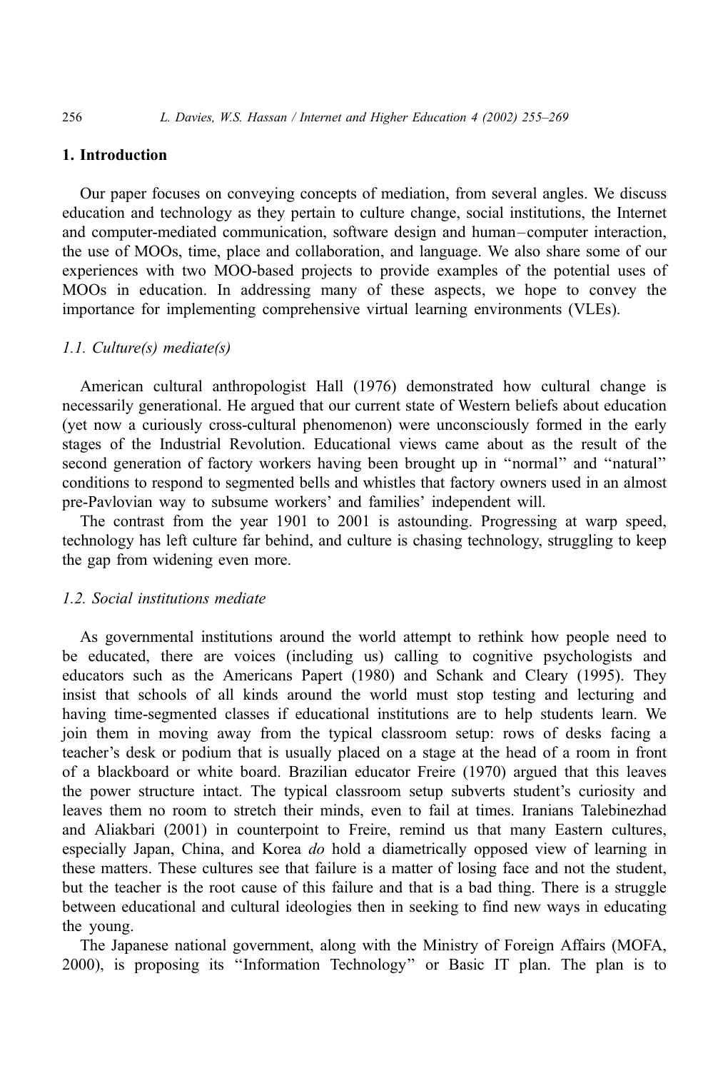## 1. Introduction

Our paper focuses on conveying concepts of mediation, from several angles. We discuss education and technology as they pertain to culture change, social institutions, the Internet and computer-mediated communication, software design and human–computer interaction, the use of MOOs, time, place and collaboration, and language. We also share some of our experiences with two MOO-based projects to provide examples of the potential uses of MOOs in education. In addressing many of these aspects, we hope to convey the importance for implementing comprehensive virtual learning environments (VLEs).

### *1.1. Culture(s) mediate(s)*

American cultural anthropologist Hall (1976) demonstrated how cultural change is necessarily generational. He argued that our current state of Western beliefs about education (yet now a curiously cross-cultural phenomenon) were unconsciously formed in the early stages of the Industrial Revolution. Educational views came about as the result of the second generation of factory workers having been brought up in "normal" and "natural" conditions to respond to segmented bells and whistles that factory owners used in an almost pre-Pavlovian way to subsume workers' and families' independent will.

The contrast from the year 1901 to 2001 is astounding. Progressing at warp speed, technology has left culture far behind, and culture is chasing technology, struggling to keep the gap from widening even more.

### *1.2. Social institutions mediate*

As governmental institutions around the world attempt to rethink how people need to be educated, there are voices (including us) calling to cognitive psychologists and educators such as the Americans Papert (1980) and Schank and Cleary (1995). They insist that schools of all kinds around the world must stop testing and lecturing and having time-segmented classes if educational institutions are to help students learn. We join them in moving away from the typical classroom setup: rows of desks facing a teacher's desk or podium that is usually placed on a stage at the head of a room in front of a blackboard or white board. Brazilian educator Freire (1970) argued that this leaves the power structure intact. The typical classroom setup subverts student's curiosity and leaves them no room to stretch their minds, even to fail at times. Iranians Talebinezhad and Aliakbari (2001) in counterpoint to Freire, remind us that many Eastern cultures, especially Japan, China, and Korea *do* hold a diametrically opposed view of learning in these matters. These cultures see that failure is a matter of losing face and not the student, but the teacher is the root cause of this failure and that is a bad thing. There is a struggle between educational and cultural ideologies then in seeking to find new ways in educating the young.

The Japanese national government, along with the Ministry of Foreign Affairs (MOFA, 2000), is proposing its "Information Technology" or Basic IT plan. The plan is to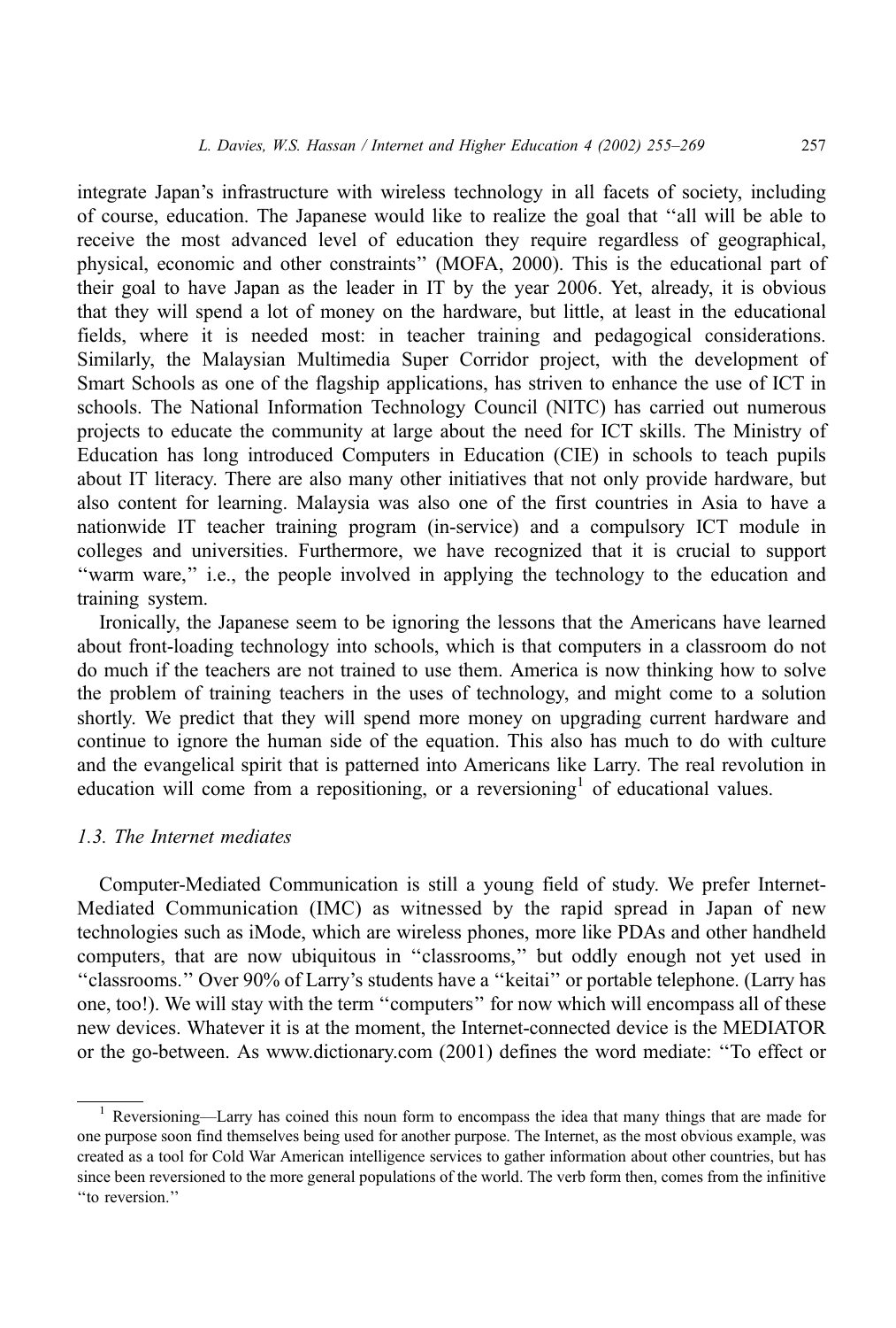integrate Japan's infrastructure with wireless technology in all facets of society, including of course, education. The Japanese would like to realize the goal that ''all will be able to receive the most advanced level of education they require regardless of geographical, physical, economic and other constraints'' (MOFA, 2000). This is the educational part of their goal to have Japan as the leader in IT by the year 2006. Yet, already, it is obvious that they will spend a lot of money on the hardware, but little, at least in the educational fields, where it is needed most: in teacher training and pedagogical considerations. Similarly, the Malaysian Multimedia Super Corridor project, with the development of Smart Schools as one of the flagship applications, has striven to enhance the use of ICT in schools. The National Information Technology Council (NITC) has carried out numerous projects to educate the community at large about the need for ICT skills. The Ministry of Education has long introduced Computers in Education (CIE) in schools to teach pupils about IT literacy. There are also many other initiatives that not only provide hardware, but also content for learning. Malaysia was also one of the first countries in Asia to have a nationwide IT teacher training program (in-service) and a compulsory ICT module in colleges and universities. Furthermore, we have recognized that it is crucial to support ''warm ware,'' i.e., the people involved in applying the technology to the education and training system.

Ironically, the Japanese seem to be ignoring the lessons that the Americans have learned about front-loading technology into schools, which is that computers in a classroom do not do much if the teachers are not trained to use them. America is now thinking how to solve the problem of training teachers in the uses of technology, and might come to a solution shortly. We predict that they will spend more money on upgrading current hardware and continue to ignore the human side of the equation. This also has much to do with culture and the evangelical spirit that is patterned into Americans like Larry. The real revolution in education will come from a repositioning, or a reversioning[1] of educational values.

### 1.3. The Internet mediates

Computer-Mediated Communication is still a young field of study. We prefer Internet-Mediated Communication (IMC) as witnessed by the rapid spread in Japan of new technologies such as iMode, which are wireless phones, more like PDAs and other handheld computers, that are now ubiquitous in ''classrooms,'' but oddly enough not yet used in ''classrooms.'' Over 90% of Larry's students have a ''keitai'' or portable telephone. (Larry has one, too!). We will stay with the term ''computers'' for now which will encompass all of these new devices. Whatever it is at the moment, the Internet-connected device is the MEDIATOR or the go-between. As www.dictionary.com (2001) defines the word mediate: ''To effect or

---

[1] Reversioning—Larry has coined this noun form to encompass the idea that many things that are made for one purpose soon find themselves being used for another purpose. The Internet, as the most obvious example, was created as a tool for Cold War American intelligence services to gather information about other countries, but has since been reversioned to the more general populations of the world. The verb form then, comes from the infinitive ''to reversion.''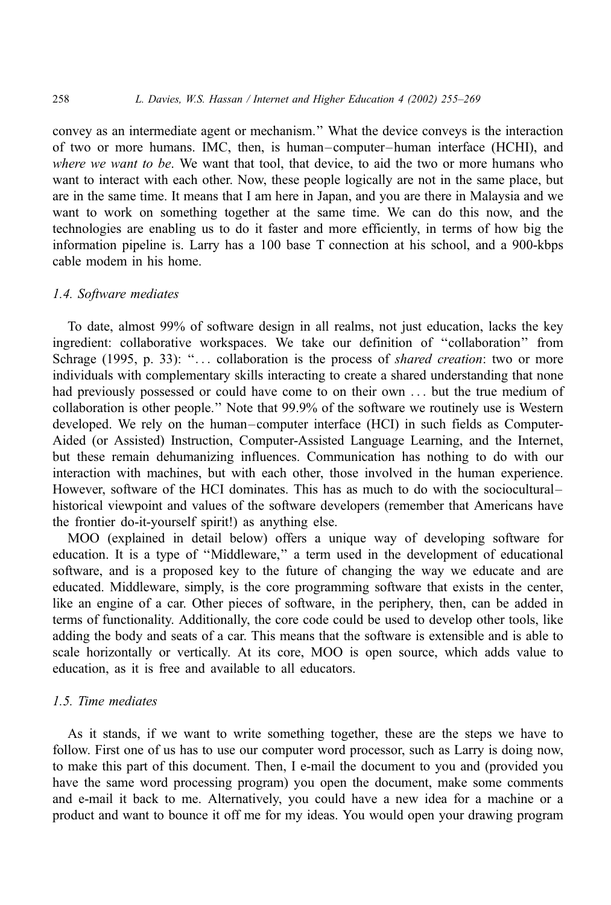convey as an intermediate agent or mechanism." What the device conveys is the interaction of two or more humans. IMC, then, is human–computer–human interface (HCHI), and *where we want to be*. We want that tool, that device, to aid the two or more humans who want to interact with each other. Now, these people logically are not in the same place, but are in the same time. It means that I am here in Japan, and you are there in Malaysia and we want to work on something together at the same time. We can do this now, and the technologies are enabling us to do it faster and more efficiently, in terms of how big the information pipeline is. Larry has a 100 base T connection at his school, and a 900-kbps cable modem in his home.

### 1.4. Software mediates

To date, almost 99% of software design in all realms, not just education, lacks the key ingredient: collaborative workspaces. We take our definition of "collaboration" from Schrage (1995, p. 33): "... collaboration is the process of *shared creation*: two or more individuals with complementary skills interacting to create a shared understanding that none had previously possessed or could have come to on their own ... but the true medium of collaboration is other people." Note that 99.9% of the software we routinely use is Western developed. We rely on the human–computer interface (HCI) in such fields as Computer-Aided (or Assisted) Instruction, Computer-Assisted Language Learning, and the Internet, but these remain dehumanizing influences. Communication has nothing to do with our interaction with machines, but with each other, those involved in the human experience. However, software of the HCI dominates. This has as much to do with the sociocultural–historical viewpoint and values of the software developers (remember that Americans have the frontier do-it-yourself spirit!) as anything else.

MOO (explained in detail below) offers a unique way of developing software for education. It is a type of "Middleware," a term used in the development of educational software, and is a proposed key to the future of changing the way we educate and are educated. Middleware, simply, is the core programming software that exists in the center, like an engine of a car. Other pieces of software, in the periphery, then, can be added in terms of functionality. Additionally, the core code could be used to develop other tools, like adding the body and seats of a car. This means that the software is extensible and is able to scale horizontally or vertically. At its core, MOO is open source, which adds value to education, as it is free and available to all educators.

### 1.5. Time mediates

As it stands, if we want to write something together, these are the steps we have to follow. First one of us has to use our computer word processor, such as Larry is doing now, to make this part of this document. Then, I e-mail the document to you and (provided you have the same word processing program) you open the document, make some comments and e-mail it back to me. Alternatively, you could have a new idea for a machine or a product and want to bounce it off me for my ideas. You would open your drawing program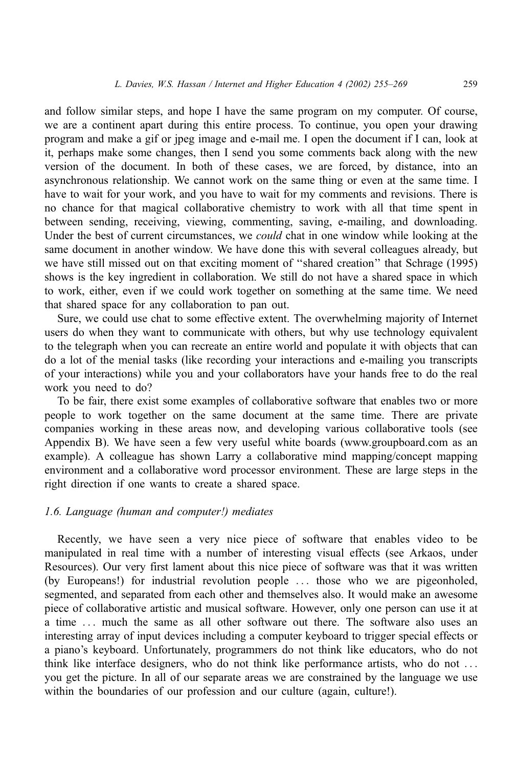and follow similar steps, and hope I have the same program on my computer. Of course, we are a continent apart during this entire process. To continue, you open your drawing program and make a gif or jpeg image and e-mail me. I open the document if I can, look at it, perhaps make some changes, then I send you some comments back along with the new version of the document. In both of these cases, we are forced, by distance, into an asynchronous relationship. We cannot work on the same thing or even at the same time. I have to wait for your work, and you have to wait for my comments and revisions. There is no chance for that magical collaborative chemistry to work with all that time spent in between sending, receiving, viewing, commenting, saving, e-mailing, and downloading. Under the best of current circumstances, we *could* chat in one window while looking at the same document in another window. We have done this with several colleagues already, but we have still missed out on that exciting moment of ''shared creation'' that Schrage (1995) shows is the key ingredient in collaboration. We still do not have a shared space in which to work, either, even if we could work together on something at the same time. We need that shared space for any collaboration to pan out.

Sure, we could use chat to some effective extent. The overwhelming majority of Internet users do when they want to communicate with others, but why use technology equivalent to the telegraph when you can recreate an entire world and populate it with objects that can do a lot of the menial tasks (like recording your interactions and e-mailing you transcripts of your interactions) while you and your collaborators have your hands free to do the real work you need to do?

To be fair, there exist some examples of collaborative software that enables two or more people to work together on the same document at the same time. There are private companies working in these areas now, and developing various collaborative tools (see Appendix B). We have seen a few very useful white boards (www.groupboard.com as an example). A colleague has shown Larry a collaborative mind mapping/concept mapping environment and a collaborative word processor environment. These are large steps in the right direction if one wants to create a shared space.

### *1.6. Language (human and computer!) mediates*

Recently, we have seen a very nice piece of software that enables video to be manipulated in real time with a number of interesting visual effects (see Arkaos, under Resources). Our very first lament about this nice piece of software was that it was written (by Europeans!) for industrial revolution people ... those who we are pigeonholed, segmented, and separated from each other and themselves also. It would make an awesome piece of collaborative artistic and musical software. However, only one person can use it at a time ... much the same as all other software out there. The software also uses an interesting array of input devices including a computer keyboard to trigger special effects or a piano's keyboard. Unfortunately, programmers do not think like educators, who do not think like interface designers, who do not think like performance artists, who do not ... you get the picture. In all of our separate areas we are constrained by the language we use within the boundaries of our profession and our culture (again, culture!).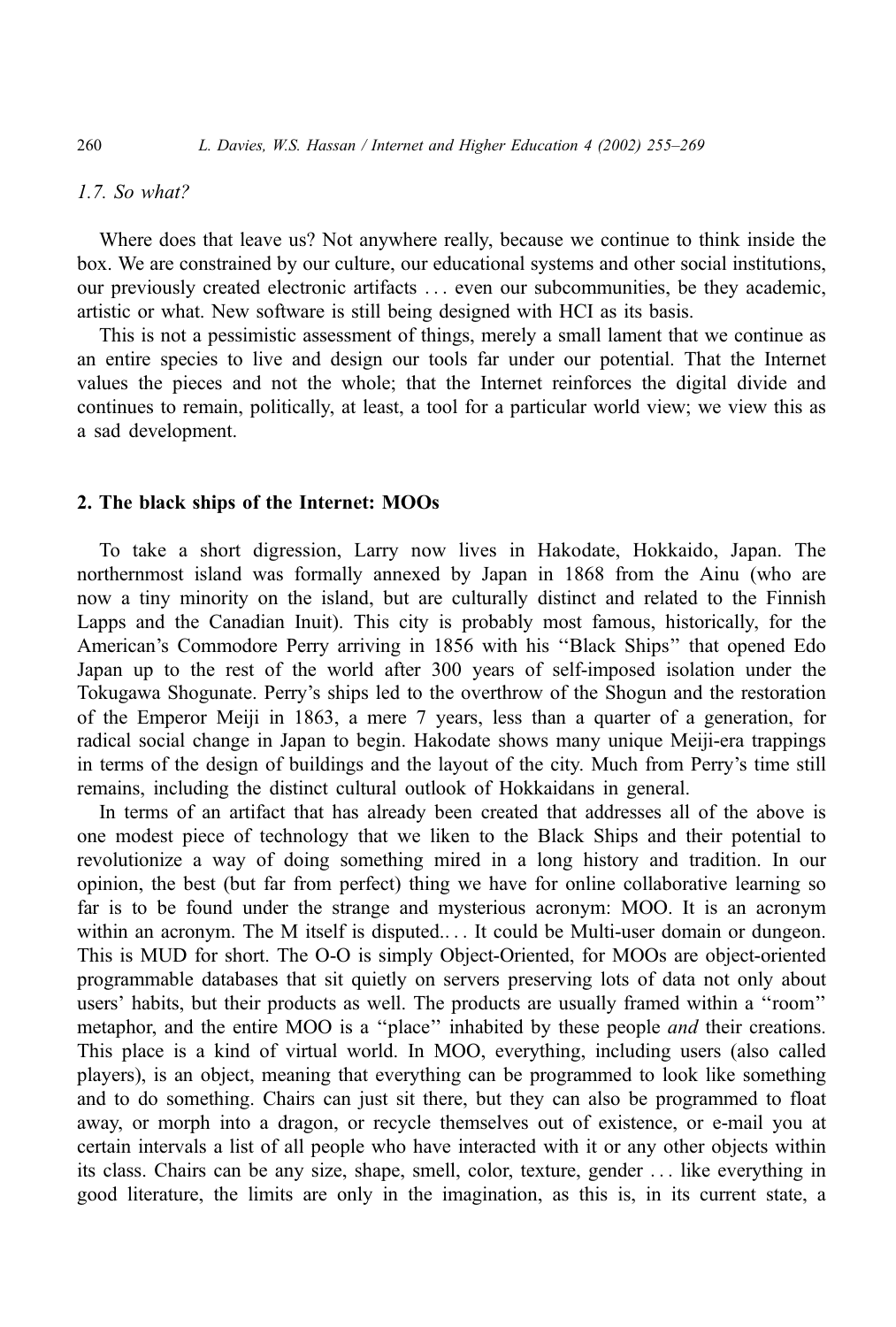### 1.7. So what?

Where does that leave us? Not anywhere really, because we continue to think inside the box. We are constrained by our culture, our educational systems and other social institutions, our previously created electronic artifacts . . . even our subcommunities, be they academic, artistic or what. New software is still being designed with HCI as its basis.

This is not a pessimistic assessment of things, merely a small lament that we continue as an entire species to live and design our tools far under our potential. That the Internet values the pieces and not the whole; that the Internet reinforces the digital divide and continues to remain, politically, at least, a tool for a particular world view; we view this as a sad development.

## 2. The black ships of the Internet: MOOs

To take a short digression, Larry now lives in Hakodate, Hokkaido, Japan. The northernmost island was formally annexed by Japan in 1868 from the Ainu (who are now a tiny minority on the island, but are culturally distinct and related to the Finnish Lapps and the Canadian Inuit). This city is probably most famous, historically, for the American's Commodore Perry arriving in 1856 with his ''Black Ships'' that opened Edo Japan up to the rest of the world after 300 years of self-imposed isolation under the Tokugawa Shogunate. Perry's ships led to the overthrow of the Shogun and the restoration of the Emperor Meiji in 1863, a mere 7 years, less than a quarter of a generation, for radical social change in Japan to begin. Hakodate shows many unique Meiji-era trappings in terms of the design of buildings and the layout of the city. Much from Perry's time still remains, including the distinct cultural outlook of Hokkaidans in general.

In terms of an artifact that has already been created that addresses all of the above is one modest piece of technology that we liken to the Black Ships and their potential to revolutionize a way of doing something mired in a long history and tradition. In our opinion, the best (but far from perfect) thing we have for online collaborative learning so far is to be found under the strange and mysterious acronym: MOO. It is an acronym within an acronym. The M itself is disputed.. . . It could be Multi-user domain or dungeon. This is MUD for short. The O-O is simply Object-Oriented, for MOOs are object-oriented programmable databases that sit quietly on servers preserving lots of data not only about users' habits, but their products as well. The products are usually framed within a ''room'' metaphor, and the entire MOO is a ''place'' inhabited by these people *and* their creations. This place is a kind of virtual world. In MOO, everything, including users (also called players), is an object, meaning that everything can be programmed to look like something and to do something. Chairs can just sit there, but they can also be programmed to float away, or morph into a dragon, or recycle themselves out of existence, or e-mail you at certain intervals a list of all people who have interacted with it or any other objects within its class. Chairs can be any size, shape, smell, color, texture, gender . . . like everything in good literature, the limits are only in the imagination, as this is, in its current state, a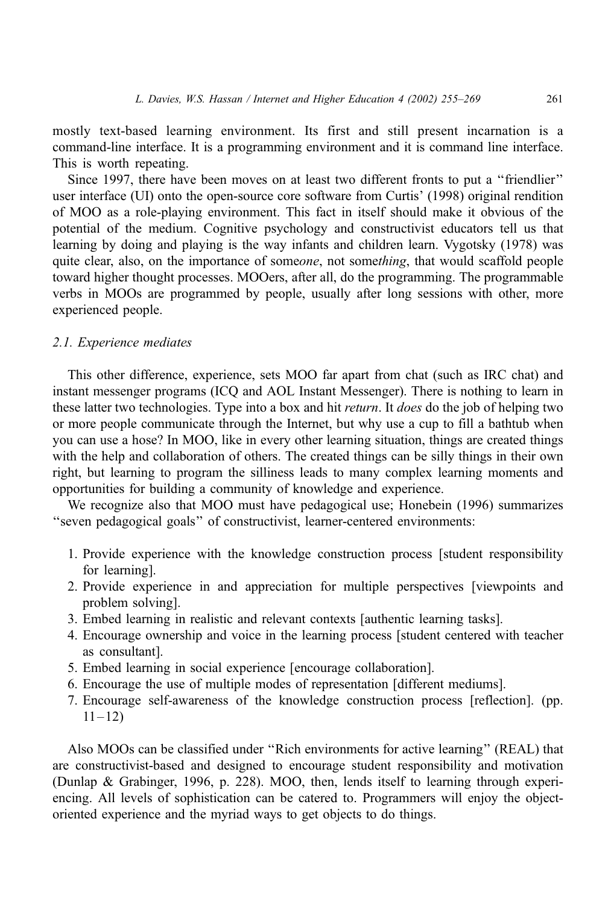mostly text-based learning environment. Its first and still present incarnation is a command-line interface. It is a programming environment and it is command line interface. This is worth repeating.

Since 1997, there have been moves on at least two different fronts to put a "friendlier" user interface (UI) onto the open-source core software from Curtis' (1998) original rendition of MOO as a role-playing environment. This fact in itself should make it obvious of the potential of the medium. Cognitive psychology and constructivist educators tell us that learning by doing and playing is the way infants and children learn. Vygotsky (1978) was quite clear, also, on the importance of some*one*, not some*thing*, that would scaffold people toward higher thought processes. MOOers, after all, do the programming. The programmable verbs in MOOs are programmed by people, usually after long sessions with other, more experienced people.

### *2.1. Experience mediates*

This other difference, experience, sets MOO far apart from chat (such as IRC chat) and instant messenger programs (ICQ and AOL Instant Messenger). There is nothing to learn in these latter two technologies. Type into a box and hit *return*. It *does* do the job of helping two or more people communicate through the Internet, but why use a cup to fill a bathtub when you can use a hose? In MOO, like in every other learning situation, things are created things with the help and collaboration of others. The created things can be silly things in their own right, but learning to program the silliness leads to many complex learning moments and opportunities for building a community of knowledge and experience.

We recognize also that MOO must have pedagogical use; Honebein (1996) summarizes "seven pedagogical goals" of constructivist, learner-centered environments:

1. Provide experience with the knowledge construction process [student responsibility for learning].
2. Provide experience in and appreciation for multiple perspectives [viewpoints and problem solving].
3. Embed learning in realistic and relevant contexts [authentic learning tasks].
4. Encourage ownership and voice in the learning process [student centered with teacher as consultant].
5. Embed learning in social experience [encourage collaboration].
6. Encourage the use of multiple modes of representation [different mediums].
7. Encourage self-awareness of the knowledge construction process [reflection]. (pp. 11–12)

Also MOOs can be classified under "Rich environments for active learning" (REAL) that are constructivist-based and designed to encourage student responsibility and motivation (Dunlap & Grabinger, 1996, p. 228). MOO, then, lends itself to learning through experiencing. All levels of sophistication can be catered to. Programmers will enjoy the object-oriented experience and the myriad ways to get objects to do things.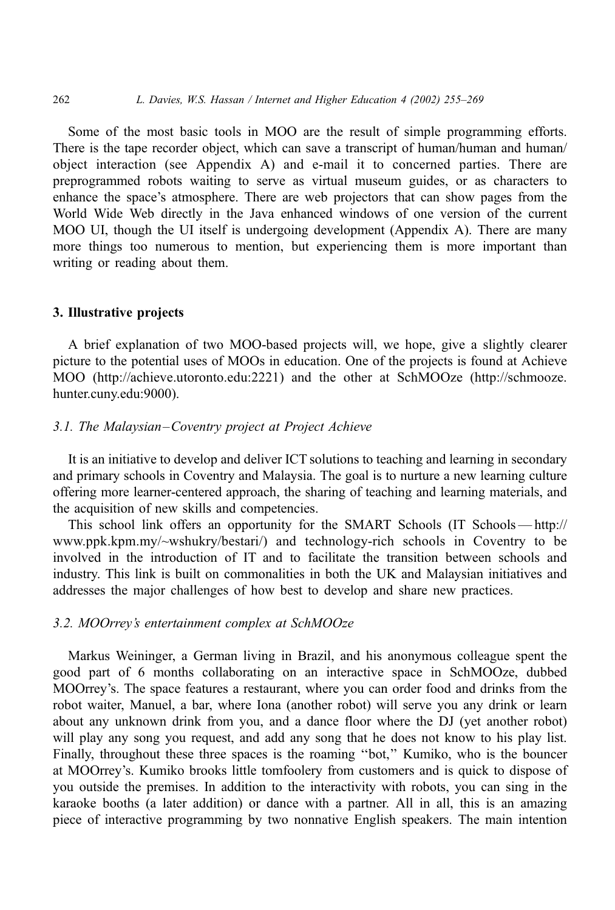Some of the most basic tools in MOO are the result of simple programming efforts. There is the tape recorder object, which can save a transcript of human/human and human/object interaction (see Appendix A) and e-mail it to concerned parties. There are preprogrammed robots waiting to serve as virtual museum guides, or as characters to enhance the space's atmosphere. There are web projectors that can show pages from the World Wide Web directly in the Java enhanced windows of one version of the current MOO UI, though the UI itself is undergoing development (Appendix A). There are many more things too numerous to mention, but experiencing them is more important than writing or reading about them.

## 3. Illustrative projects

A brief explanation of two MOO-based projects will, we hope, give a slightly clearer picture to the potential uses of MOOs in education. One of the projects is found at Achieve MOO (http://achieve.utoronto.edu:2221) and the other at SchMOOze (http://schmooze.hunter.cuny.edu:9000).

### *3.1. The Malaysian–Coventry project at Project Achieve*

It is an initiative to develop and deliver ICT solutions to teaching and learning in secondary and primary schools in Coventry and Malaysia. The goal is to nurture a new learning culture offering more learner-centered approach, the sharing of teaching and learning materials, and the acquisition of new skills and competencies.

This school link offers an opportunity for the SMART Schools (IT Schools — http://www.ppk.kpm.my/~wshukry/bestari/) and technology-rich schools in Coventry to be involved in the introduction of IT and to facilitate the transition between schools and industry. This link is built on commonalities in both the UK and Malaysian initiatives and addresses the major challenges of how best to develop and share new practices.

### *3.2. MOOrrey's entertainment complex at SchMOOze*

Markus Weininger, a German living in Brazil, and his anonymous colleague spent the good part of 6 months collaborating on an interactive space in SchMOOze, dubbed MOOrrey's. The space features a restaurant, where you can order food and drinks from the robot waiter, Manuel, a bar, where Iona (another robot) will serve you any drink or learn about any unknown drink from you, and a dance floor where the DJ (yet another robot) will play any song you request, and add any song that he does not know to his play list. Finally, throughout these three spaces is the roaming "bot," Kumiko, who is the bouncer at MOOrrey's. Kumiko brooks little tomfoolery from customers and is quick to dispose of you outside the premises. In addition to the interactivity with robots, you can sing in the karaoke booths (a later addition) or dance with a partner. All in all, this is an amazing piece of interactive programming by two nonnative English speakers. The main intention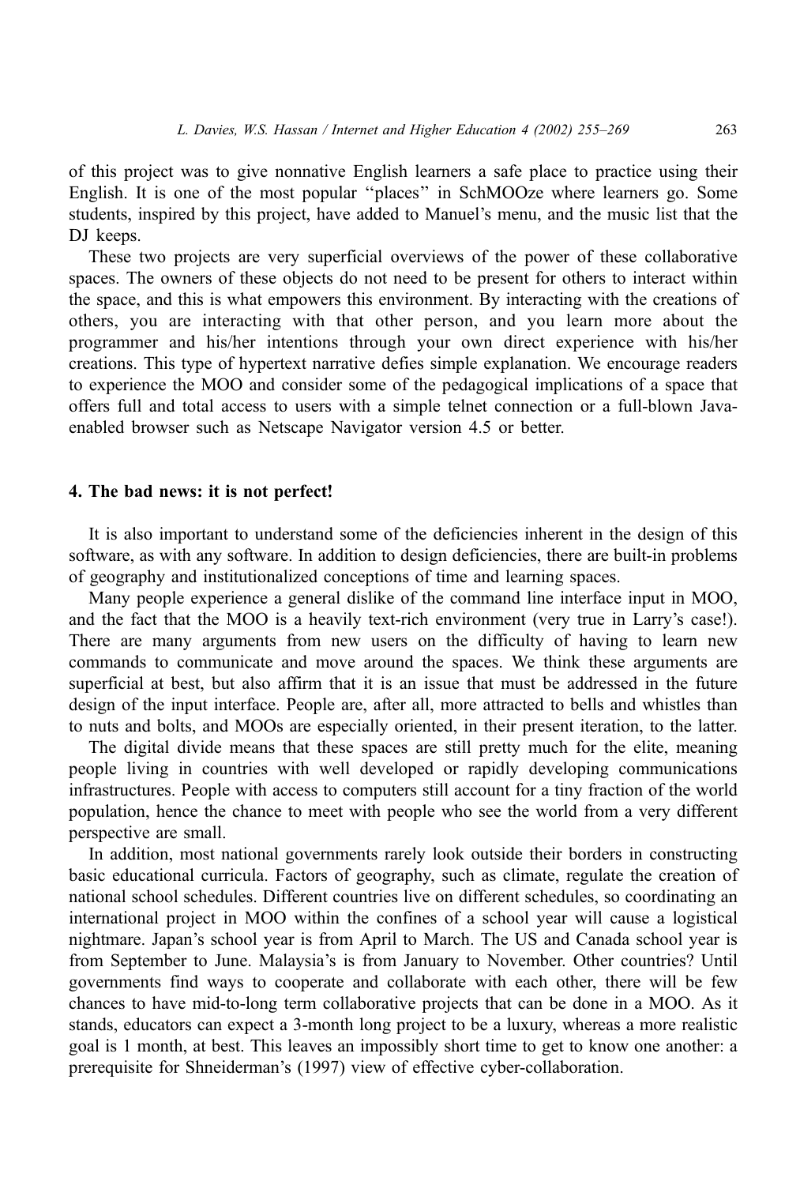of this project was to give nonnative English learners a safe place to practice using their English. It is one of the most popular "places" in SchMOOze where learners go. Some students, inspired by this project, have added to Manuel's menu, and the music list that the DJ keeps.

These two projects are very superficial overviews of the power of these collaborative spaces. The owners of these objects do not need to be present for others to interact within the space, and this is what empowers this environment. By interacting with the creations of others, you are interacting with that other person, and you learn more about the programmer and his/her intentions through your own direct experience with his/her creations. This type of hypertext narrative defies simple explanation. We encourage readers to experience the MOO and consider some of the pedagogical implications of a space that offers full and total access to users with a simple telnet connection or a full-blown Java-enabled browser such as Netscape Navigator version 4.5 or better.

## 4. The bad news: it is not perfect!

It is also important to understand some of the deficiencies inherent in the design of this software, as with any software. In addition to design deficiencies, there are built-in problems of geography and institutionalized conceptions of time and learning spaces.

Many people experience a general dislike of the command line interface input in MOO, and the fact that the MOO is a heavily text-rich environment (very true in Larry's case!). There are many arguments from new users on the difficulty of having to learn new commands to communicate and move around the spaces. We think these arguments are superficial at best, but also affirm that it is an issue that must be addressed in the future design of the input interface. People are, after all, more attracted to bells and whistles than to nuts and bolts, and MOOs are especially oriented, in their present iteration, to the latter.

The digital divide means that these spaces are still pretty much for the elite, meaning people living in countries with well developed or rapidly developing communications infrastructures. People with access to computers still account for a tiny fraction of the world population, hence the chance to meet with people who see the world from a very different perspective are small.

In addition, most national governments rarely look outside their borders in constructing basic educational curricula. Factors of geography, such as climate, regulate the creation of national school schedules. Different countries live on different schedules, so coordinating an international project in MOO within the confines of a school year will cause a logistical nightmare. Japan's school year is from April to March. The US and Canada school year is from September to June. Malaysia's is from January to November. Other countries? Until governments find ways to cooperate and collaborate with each other, there will be few chances to have mid-to-long term collaborative projects that can be done in a MOO. As it stands, educators can expect a 3-month long project to be a luxury, whereas a more realistic goal is 1 month, at best. This leaves an impossibly short time to get to know one another: a prerequisite for Shneiderman's (1997) view of effective cyber-collaboration.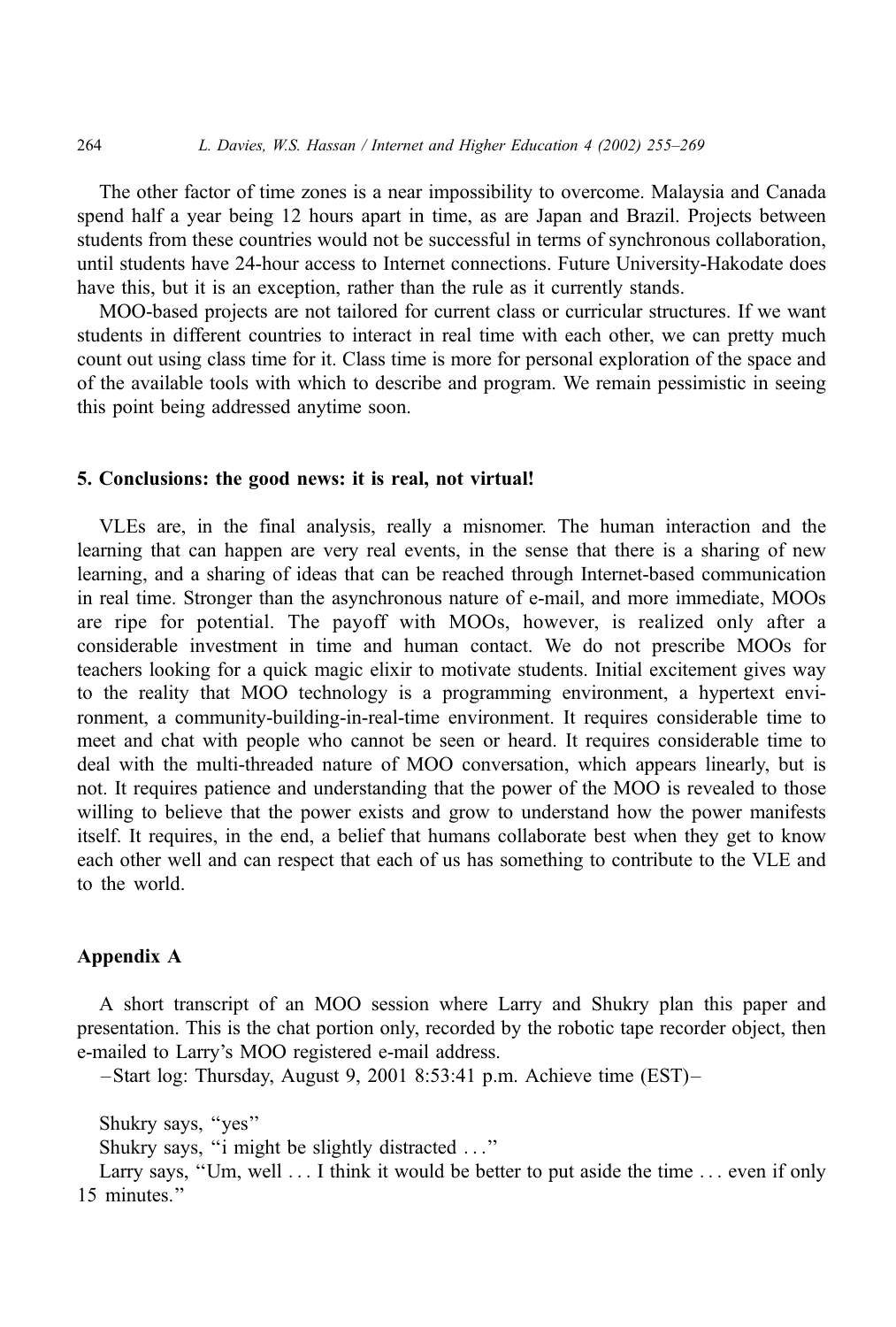The other factor of time zones is a near impossibility to overcome. Malaysia and Canada spend half a year being 12 hours apart in time, as are Japan and Brazil. Projects between students from these countries would not be successful in terms of synchronous collaboration, until students have 24-hour access to Internet connections. Future University-Hakodate does have this, but it is an exception, rather than the rule as it currently stands.

MOO-based projects are not tailored for current class or curricular structures. If we want students in different countries to interact in real time with each other, we can pretty much count out using class time for it. Class time is more for personal exploration of the space and of the available tools with which to describe and program. We remain pessimistic in seeing this point being addressed anytime soon.

## 5. Conclusions: the good news: it is real, not virtual!

VLEs are, in the final analysis, really a misnomer. The human interaction and the learning that can happen are very real events, in the sense that there is a sharing of new learning, and a sharing of ideas that can be reached through Internet-based communication in real time. Stronger than the asynchronous nature of e-mail, and more immediate, MOOs are ripe for potential. The payoff with MOOs, however, is realized only after a considerable investment in time and human contact. We do not prescribe MOOs for teachers looking for a quick magic elixir to motivate students. Initial excitement gives way to the reality that MOO technology is a programming environment, a hypertext environment, a community-building-in-real-time environment. It requires considerable time to meet and chat with people who cannot be seen or heard. It requires considerable time to deal with the multi-threaded nature of MOO conversation, which appears linearly, but is not. It requires patience and understanding that the power of the MOO is revealed to those willing to believe that the power exists and grow to understand how the power manifests itself. It requires, in the end, a belief that humans collaborate best when they get to know each other well and can respect that each of us has something to contribute to the VLE and to the world.

## Appendix A

A short transcript of an MOO session where Larry and Shukry plan this paper and presentation. This is the chat portion only, recorded by the robotic tape recorder object, then e-mailed to Larry's MOO registered e-mail address.

–Start log: Thursday, August 9, 2001 8:53:41 p.m. Achieve time (EST)–

Shukry says, "yes"

Shukry says, "i might be slightly distracted ..."

Larry says, "Um, well ... I think it would be better to put aside the time ... even if only 15 minutes."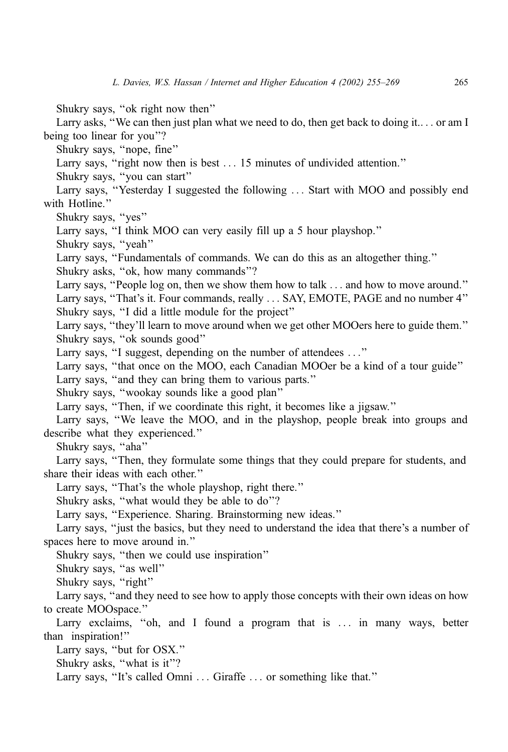Shukry says, "ok right now then"

Larry asks, "We can then just plan what we need to do, then get back to doing it.. . . or am I being too linear for you"?

Shukry says, "nope, fine"

Larry says, "right now then is best . . . 15 minutes of undivided attention."

Shukry says, "you can start"

Larry says, "Yesterday I suggested the following . . . Start with MOO and possibly end with Hotline."

Shukry says, "yes"

Larry says, "I think MOO can very easily fill up a 5 hour playshop."

Shukry says, "yeah"

Larry says, "Fundamentals of commands. We can do this as an altogether thing."

Shukry asks, "ok, how many commands"?

Larry says, "People log on, then we show them how to talk . . . and how to move around."

Larry says, "That's it. Four commands, really . . . SAY, EMOTE, PAGE and no number 4"

Shukry says, "I did a little module for the project"

Larry says, "they'll learn to move around when we get other MOOers here to guide them."

Shukry says, "ok sounds good"

Larry says, "I suggest, depending on the number of attendees . . ."

Larry says, "that once on the MOO, each Canadian MOOer be a kind of a tour guide"

Larry says, "and they can bring them to various parts."

Shukry says, "wookay sounds like a good plan"

Larry says, "Then, if we coordinate this right, it becomes like a jigsaw."

Larry says, "We leave the MOO, and in the playshop, people break into groups and describe what they experienced."

Shukry says, "aha"

Larry says, "Then, they formulate some things that they could prepare for students, and share their ideas with each other."

Larry says, "That's the whole playshop, right there."

Shukry asks, "what would they be able to do"?

Larry says, "Experience. Sharing. Brainstorming new ideas."

Larry says, "just the basics, but they need to understand the idea that there's a number of spaces here to move around in."

Shukry says, "then we could use inspiration"

Shukry says, "as well"

Shukry says, "right"

Larry says, "and they need to see how to apply those concepts with their own ideas on how to create MOOspace."

Larry exclaims, "oh, and I found a program that is . . . in many ways, better than inspiration!"

Larry says, "but for OSX."

Shukry asks, "what is it"?

Larry says, "It's called Omni . . . Giraffe . . . or something like that."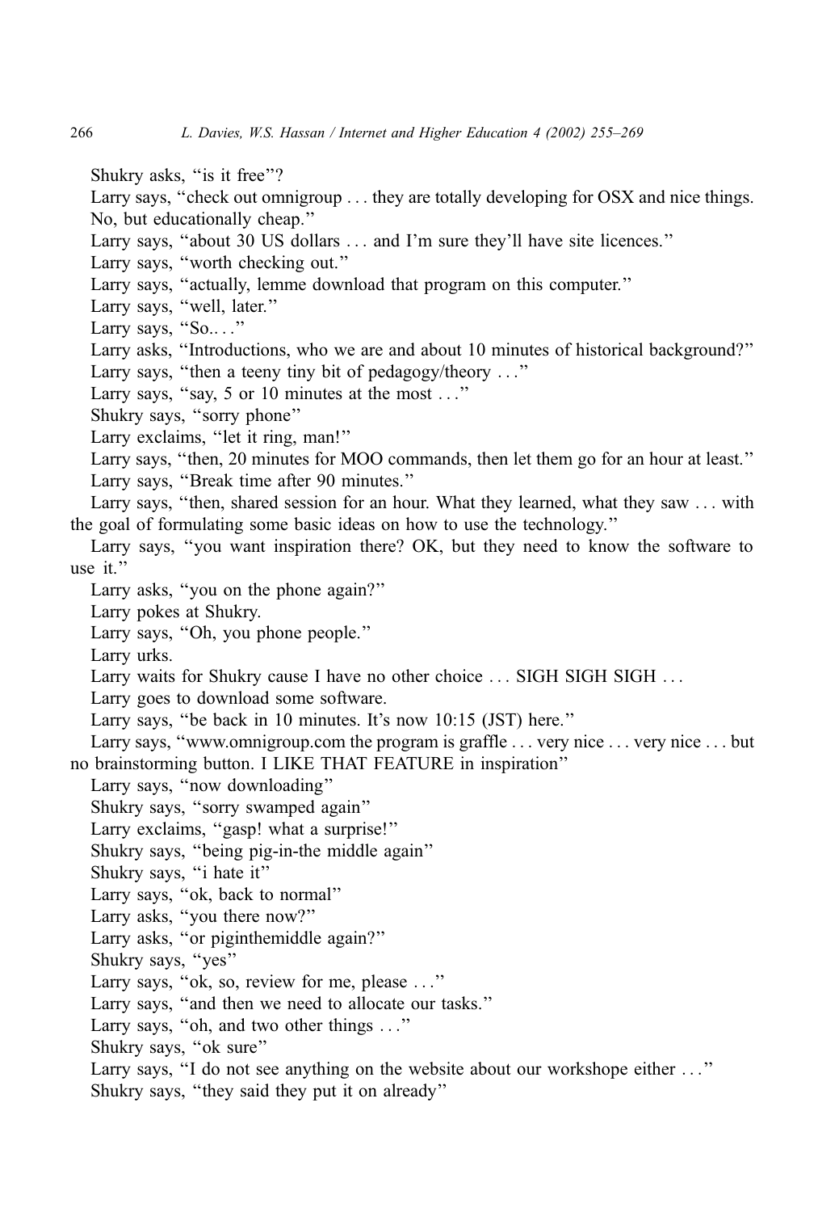Shukry asks, “is it free”?

Larry says, “check out omnigroup . . . they are totally developing for OSX and nice things. No, but educationally cheap.”

Larry says, “about 30 US dollars . . . and I’m sure they’ll have site licences.”

Larry says, “worth checking out.”

Larry says, “actually, lemme download that program on this computer.”

Larry says, “well, later.”

Larry says, “So.. . .”

Larry asks, “Introductions, who we are and about 10 minutes of historical background?”

Larry says, “then a teeny tiny bit of pedagogy/theory . . .”

Larry says, “say, 5 or 10 minutes at the most . . .”

Shukry says, “sorry phone”

Larry exclaims, “let it ring, man!”

Larry says, “then, 20 minutes for MOO commands, then let them go for an hour at least.”

Larry says, “Break time after 90 minutes.”

Larry says, “then, shared session for an hour. What they learned, what they saw . . . with the goal of formulating some basic ideas on how to use the technology.”

Larry says, “you want inspiration there? OK, but they need to know the software to use it.”

Larry asks, “you on the phone again?”

Larry pokes at Shukry.

Larry says, “Oh, you phone people.”

Larry urks.

Larry waits for Shukry cause I have no other choice . . . SIGH SIGH SIGH . . .

Larry goes to download some software.

Larry says, “be back in 10 minutes. It’s now 10:15 (JST) here.”

Larry says, “www.omnigroup.com the program is graffle . . . very nice . . . very nice . . . but no brainstorming button. I LIKE THAT FEATURE in inspiration”

Larry says, “now downloading”

Shukry says, “sorry swamped again”

Larry exclaims, “gasp! what a surprise!”

Shukry says, “being pig-in-the middle again”

Shukry says, “i hate it”

Larry says, “ok, back to normal”

Larry asks, “you there now?”

Larry asks, “or piginthemiddle again?”

Shukry says, “yes”

Larry says, “ok, so, review for me, please . . .”

Larry says, “and then we need to allocate our tasks.”

Larry says, “oh, and two other things . . .”

Shukry says, “ok sure”

Larry says, “I do not see anything on the website about our workshope either . . .”

Shukry says, “they said they put it on already”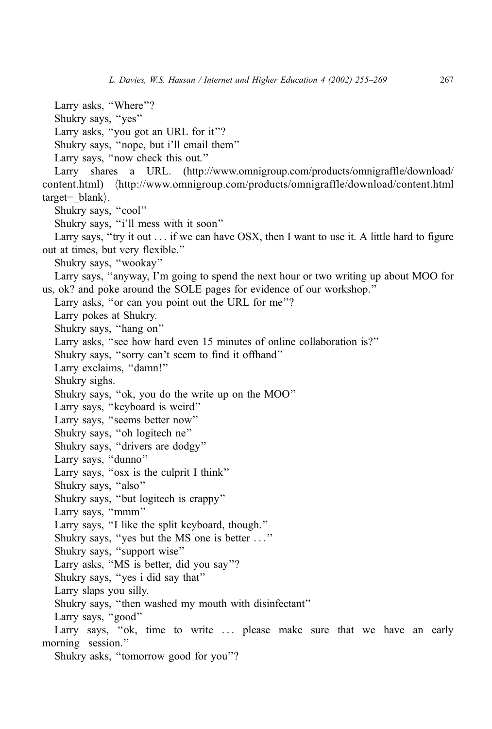Larry asks, "Where"?

Shukry says, "yes"

Larry asks, "you got an URL for it"?

Shukry says, "nope, but i'll email them"

Larry says, "now check this out."

Larry shares a URL. (http://www.omnigroup.com/products/omnigraffle/download/content.html) ⟨http://www.omnigroup.com/products/omnigraffle/download/content.html target=_blank⟩.

Shukry says, "cool"

Shukry says, "i'll mess with it soon"

Larry says, "try it out . . . if we can have OSX, then I want to use it. A little hard to figure out at times, but very flexible."

Shukry says, "wookay"

Larry says, "anyway, I'm going to spend the next hour or two writing up about MOO for us, ok? and poke around the SOLE pages for evidence of our workshop."

Larry asks, "or can you point out the URL for me"?

Larry pokes at Shukry.

Shukry says, "hang on"

Larry asks, "see how hard even 15 minutes of online collaboration is?"

Shukry says, "sorry can't seem to find it offhand"

Larry exclaims, "damn!"

Shukry sighs.

Shukry says, "ok, you do the write up on the MOO"

Larry says, "keyboard is weird"

Larry says, "seems better now"

Shukry says, "oh logitech ne"

Shukry says, "drivers are dodgy"

Larry says, "dunno"

Larry says, "osx is the culprit I think"

Shukry says, "also"

Shukry says, "but logitech is crappy"

Larry says, "mmm"

Larry says, "I like the split keyboard, though."

Shukry says, "yes but the MS one is better . . ."

Shukry says, "support wise"

Larry asks, "MS is better, did you say"?

Shukry says, "yes i did say that"

Larry slaps you silly.

Shukry says, "then washed my mouth with disinfectant"

Larry says, "good"

Larry says, "ok, time to write . . . please make sure that we have an early morning session."

Shukry asks, "tomorrow good for you"?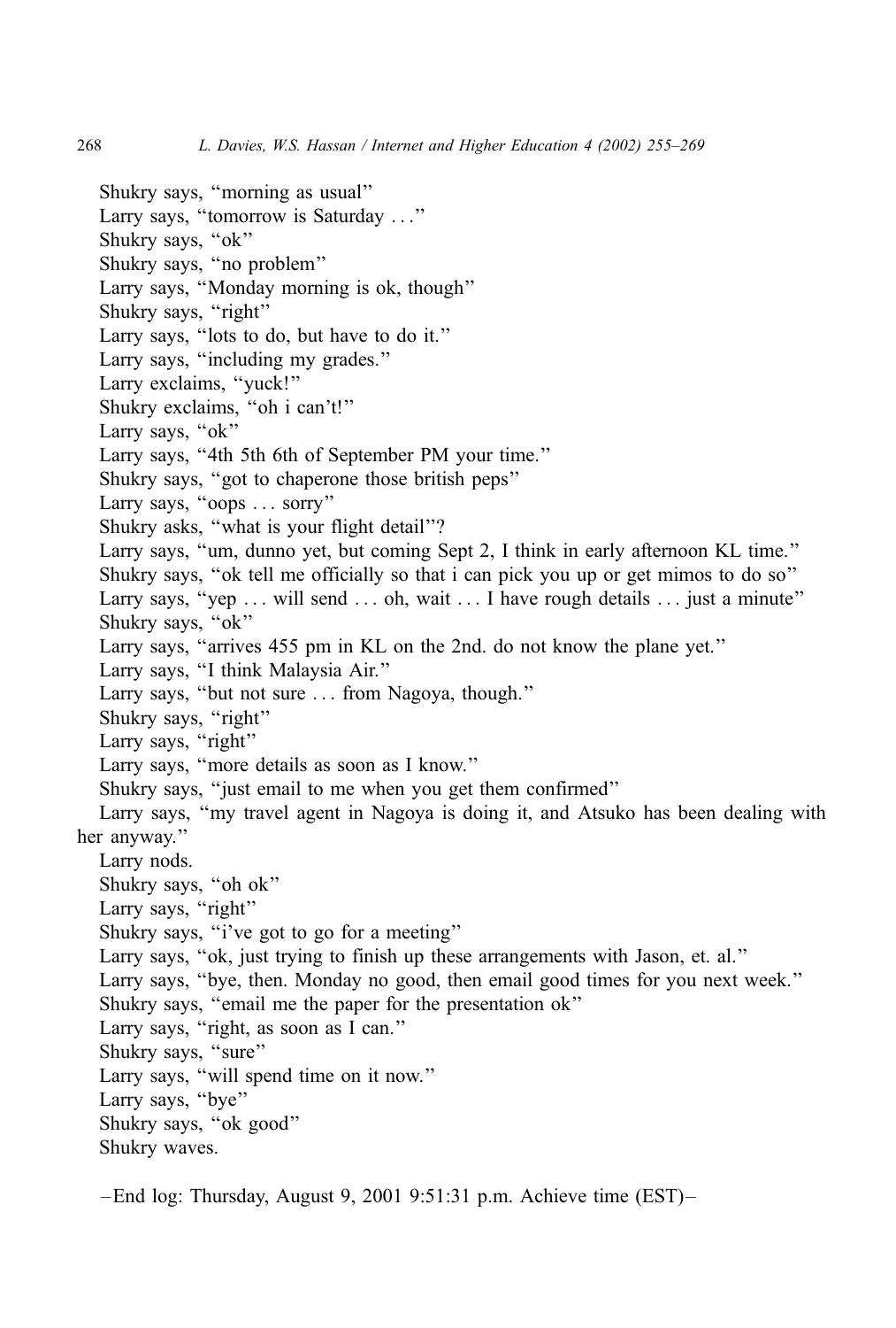Shukry says, "morning as usual"
Larry says, "tomorrow is Saturday . . ."
Shukry says, "ok"
Shukry says, "no problem"
Larry says, "Monday morning is ok, though"
Shukry says, "right"
Larry says, "lots to do, but have to do it."
Larry says, "including my grades."
Larry exclaims, "yuck!"
Shukry exclaims, "oh i can't!"
Larry says, "ok"
Larry says, "4th 5th 6th of September PM your time."
Shukry says, "got to chaperone those british peps"
Larry says, "oops . . . sorry"
Shukry asks, "what is your flight detail"?
Larry says, "um, dunno yet, but coming Sept 2, I think in early afternoon KL time."
Shukry says, "ok tell me officially so that i can pick you up or get mimos to do so"
Larry says, "yep . . . will send . . . oh, wait . . . I have rough details . . . just a minute"
Shukry says, "ok"
Larry says, "arrives 455 pm in KL on the 2nd. do not know the plane yet."
Larry says, "I think Malaysia Air."
Larry says, "but not sure . . . from Nagoya, though."
Shukry says, "right"
Larry says, "right"
Larry says, "more details as soon as I know."
Shukry says, "just email to me when you get them confirmed"
Larry says, "my travel agent in Nagoya is doing it, and Atsuko has been dealing with her anyway."
Larry nods.
Shukry says, "oh ok"
Larry says, "right"
Shukry says, "i've got to go for a meeting"
Larry says, "ok, just trying to finish up these arrangements with Jason, et. al."
Larry says, "bye, then. Monday no good, then email good times for you next week."
Shukry says, "email me the paper for the presentation ok"
Larry says, "right, as soon as I can."
Shukry says, "sure"
Larry says, "will spend time on it now."
Larry says, "bye"
Shukry says, "ok good"
Shukry waves.

–End log: Thursday, August 9, 2001 9:51:31 p.m. Achieve time (EST)–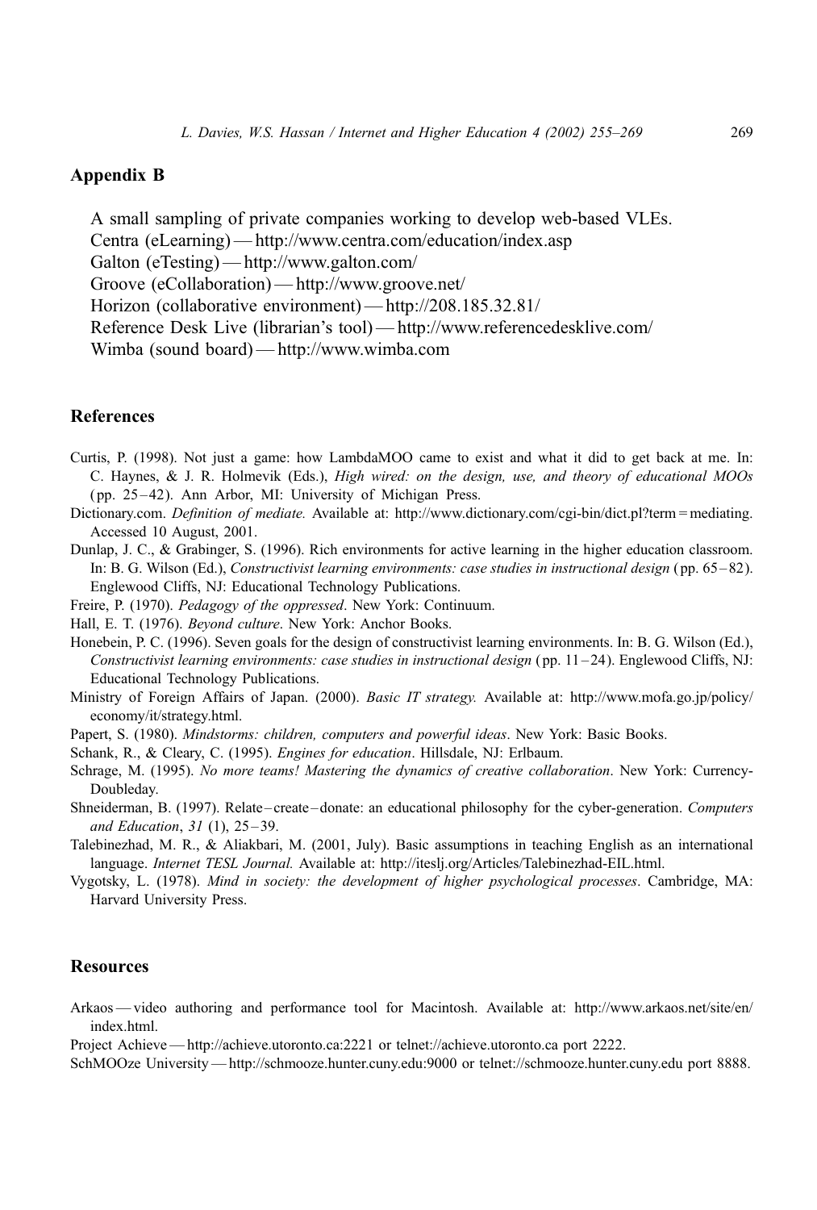## Appendix B

A small sampling of private companies working to develop web-based VLEs.

Centra (eLearning) — http://www.centra.com/education/index.asp

Galton (eTesting) — http://www.galton.com/

Groove (eCollaboration) — http://www.groove.net/

Horizon (collaborative environment) — http://208.185.32.81/

Reference Desk Live (librarian's tool) — http://www.referencedesklive.com/

Wimba (sound board) — http://www.wimba.com

## References

Curtis, P. (1998). Not just a game: how LambdaMOO came to exist and what it did to get back at me. In: C. Haynes, & J. R. Holmevik (Eds.), *High wired: on the design, use, and theory of educational MOOs* (pp. 25–42). Ann Arbor, MI: University of Michigan Press.

Dictionary.com. *Definition of mediate.* Available at: http://www.dictionary.com/cgi-bin/dict.pl?term = mediating. Accessed 10 August, 2001.

Dunlap, J. C., & Grabinger, S. (1996). Rich environments for active learning in the higher education classroom. In: B. G. Wilson (Ed.), *Constructivist learning environments: case studies in instructional design* (pp. 65–82). Englewood Cliffs, NJ: Educational Technology Publications.

Freire, P. (1970). *Pedagogy of the oppressed*. New York: Continuum.

Hall, E. T. (1976). *Beyond culture*. New York: Anchor Books.

Honebein, P. C. (1996). Seven goals for the design of constructivist learning environments. In: B. G. Wilson (Ed.), *Constructivist learning environments: case studies in instructional design* (pp. 11–24). Englewood Cliffs, NJ: Educational Technology Publications.

Ministry of Foreign Affairs of Japan. (2000). *Basic IT strategy.* Available at: http://www.mofa.go.jp/policy/economy/it/strategy.html.

Papert, S. (1980). *Mindstorms: children, computers and powerful ideas*. New York: Basic Books.

Schank, R., & Cleary, C. (1995). *Engines for education*. Hillsdale, NJ: Erlbaum.

Schrage, M. (1995). *No more teams! Mastering the dynamics of creative collaboration*. New York: Currency-Doubleday.

Shneiderman, B. (1997). Relate–create–donate: an educational philosophy for the cyber-generation. *Computers and Education*, *31* (1), 25–39.

Talebinezhad, M. R., & Aliakbari, M. (2001, July). Basic assumptions in teaching English as an international language. *Internet TESL Journal.* Available at: http://iteslj.org/Articles/Talebinezhad-EIL.html.

Vygotsky, L. (1978). *Mind in society: the development of higher psychological processes*. Cambridge, MA: Harvard University Press.

## Resources

Arkaos — video authoring and performance tool for Macintosh. Available at: http://www.arkaos.net/site/en/index.html.

Project Achieve — http://achieve.utoronto.ca:2221 or telnet://achieve.utoronto.ca port 2222.

SchMOOze University — http://schmooze.hunter.cuny.edu:9000 or telnet://schmooze.hunter.cuny.edu port 8888.